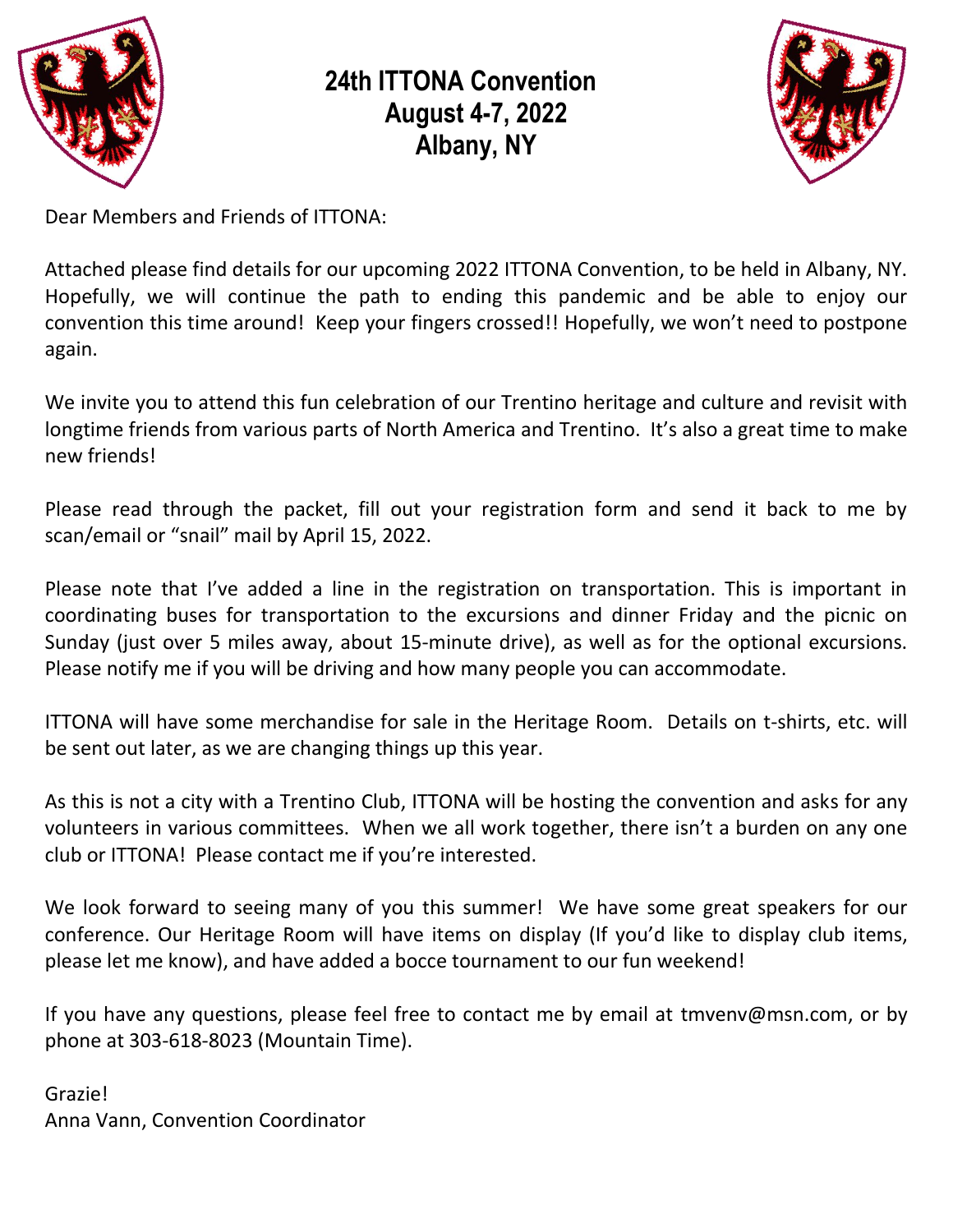# 24th ITTONA Convention
# August 4-7, 2022
# Albany, NY

Dear Members and Friends of ITTONA:

Attached please find details for our upcoming 2022 ITTONA Convention, to be held in Albany, NY. Hopefully, we will continue the path to ending this pandemic and be able to enjoy our convention this time around! Keep your fingers crossed!! Hopefully, we won't need to postpone again.

We invite you to attend this fun celebration of our Trentino heritage and culture and revisit with longtime friends from various parts of North America and Trentino. It's also a great time to make new friends!

Please read through the packet, fill out your registration form and send it back to me by scan/email or "snail" mail by April 15, 2022.

Please note that I've added a line in the registration on transportation. This is important in coordinating buses for transportation to the excursions and dinner Friday and the picnic on Sunday (just over 5 miles away, about 15-minute drive), as well as for the optional excursions. Please notify me if you will be driving and how many people you can accommodate.

ITTONA will have some merchandise for sale in the Heritage Room. Details on t-shirts, etc. will be sent out later, as we are changing things up this year.

As this is not a city with a Trentino Club, ITTONA will be hosting the convention and asks for any volunteers in various committees. When we all work together, there isn't a burden on any one club or ITTONA! Please contact me if you're interested.

We look forward to seeing many of you this summer! We have some great speakers for our conference. Our Heritage Room will have items on display (If you'd like to display club items, please let me know), and have added a bocce tournament to our fun weekend!

If you have any questions, please feel free to contact me by email at tmvenv@msn.com, or by phone at 303-618-8023 (Mountain Time).

Grazie!
Anna Vann, Convention Coordinator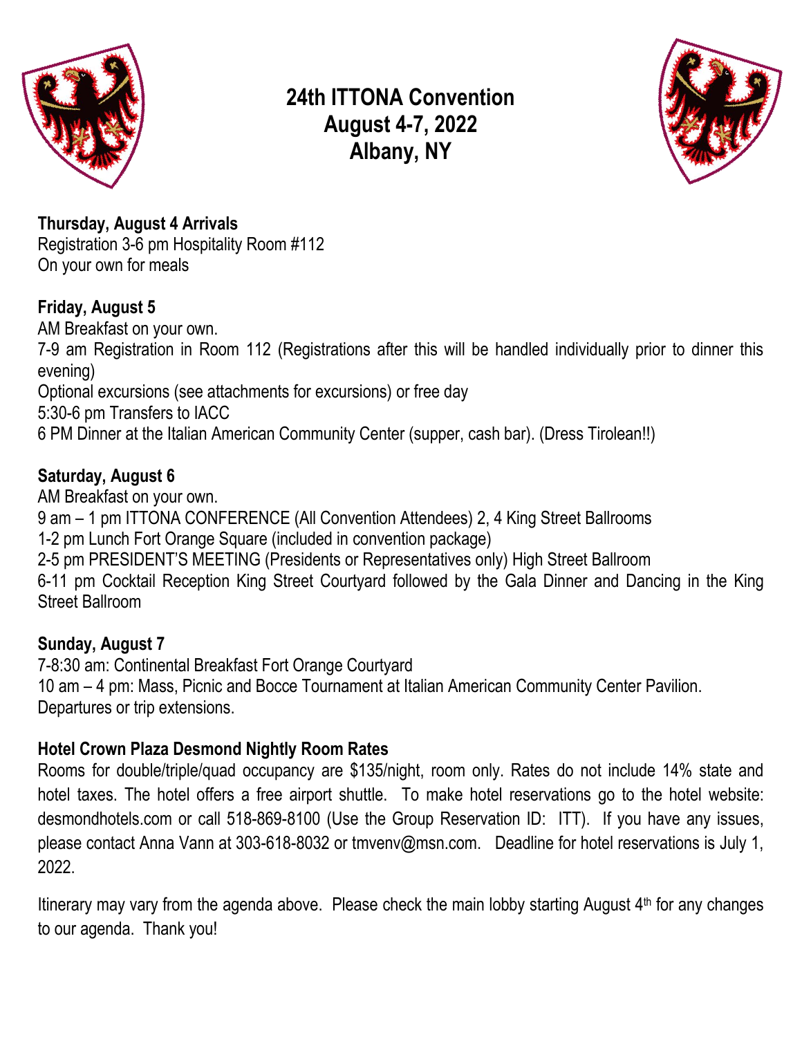# 24th ITTONA Convention
# August 4-7, 2022
# Albany, NY

**Thursday, August 4 Arrivals**
Registration 3-6 pm Hospitality Room #112
On your own for meals

**Friday, August 5**
AM Breakfast on your own.
7-9 am Registration in Room 112 (Registrations after this will be handled individually prior to dinner this evening)
Optional excursions (see attachments for excursions) or free day
5:30-6 pm Transfers to IACC
6 PM Dinner at the Italian American Community Center (supper, cash bar). (Dress Tirolean!!)

**Saturday, August 6**
AM Breakfast on your own.
9 am – 1 pm ITTONA CONFERENCE (All Convention Attendees) 2, 4 King Street Ballrooms
1-2 pm Lunch Fort Orange Square (included in convention package)
2-5 pm PRESIDENT'S MEETING (Presidents or Representatives only) High Street Ballroom
6-11 pm Cocktail Reception King Street Courtyard followed by the Gala Dinner and Dancing in the King Street Ballroom

**Sunday, August 7**
7-8:30 am: Continental Breakfast Fort Orange Courtyard
10 am – 4 pm: Mass, Picnic and Bocce Tournament at Italian American Community Center Pavilion.
Departures or trip extensions.

**Hotel Crown Plaza Desmond Nightly Room Rates**
Rooms for double/triple/quad occupancy are $135/night, room only. Rates do not include 14% state and hotel taxes. The hotel offers a free airport shuttle. To make hotel reservations go to the hotel website: desmondhotels.com or call 518-869-8100 (Use the Group Reservation ID: ITT). If you have any issues, please contact Anna Vann at 303-618-8032 or tmvenv@msn.com. Deadline for hotel reservations is July 1, 2022.

Itinerary may vary from the agenda above. Please check the main lobby starting August 4th for any changes to our agenda. Thank you!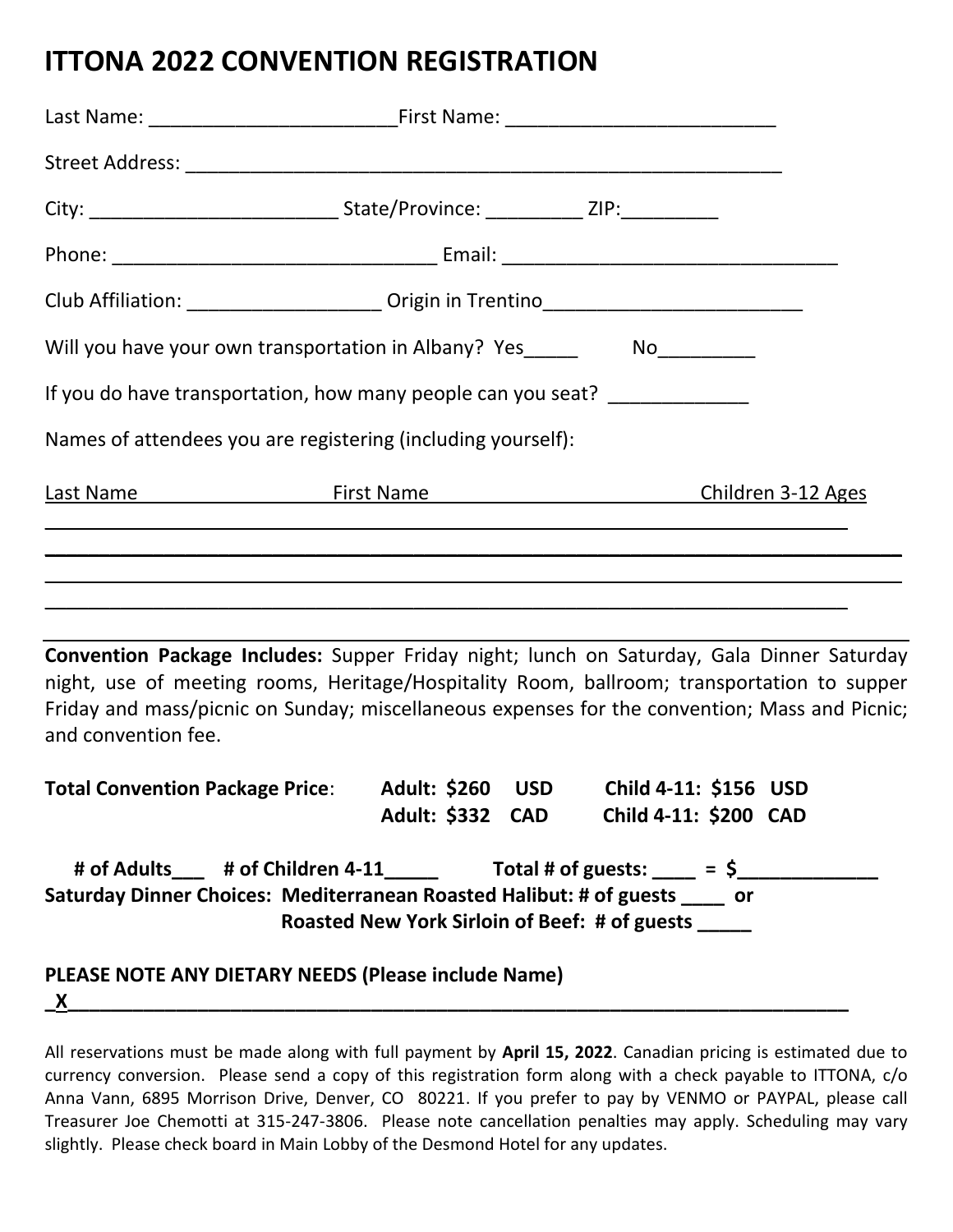# ITTONA 2022 CONVENTION REGISTRATION

Last Name: _______________________First Name: ________________________

Street Address: _______________________________________________________

City: _______________________ State/Province: _________ ZIP:_________

Phone: ______________________________ Email: _______________________________

Club Affiliation: __________________ Origin in Trentino________________________

Will you have your own transportation in Albany? Yes_____ No_________

If you do have transportation, how many people can you seat? _____________

Names of attendees you are registering (including yourself):

Last Name First Name Children 3-12 Ages

___________________________________________________________________________

___________________________________________________________________________

___________________________________________________________________________

___________________________________________________________________________

**Convention Package Includes:** Supper Friday night; lunch on Saturday, Gala Dinner Saturday night, use of meeting rooms, Heritage/Hospitality Room, ballroom; transportation to supper Friday and mass/picnic on Sunday; miscellaneous expenses for the convention; Mass and Picnic; and convention fee.

**Total Convention Package Price**: **Adult: $260 USD** **Child 4-11: $156 USD**
**Adult: $332 CAD** **Child 4-11: $200 CAD**

**# of Adults___ # of Children 4-11_____ Total # of guests: ____ = $_____________**
**Saturday Dinner Choices: Mediterranean Roasted Halibut: # of guests ____ or**
**Roasted New York Sirloin of Beef: # of guests _____**

**PLEASE NOTE ANY DIETARY NEEDS (Please include Name)**
**_X__________________________________________________________________________**

All reservations must be made along with full payment by **April 15, 2022**. Canadian pricing is estimated due to currency conversion. Please send a copy of this registration form along with a check payable to ITTONA, c/o Anna Vann, 6895 Morrison Drive, Denver, CO 80221. If you prefer to pay by VENMO or PAYPAL, please call Treasurer Joe Chemotti at 315-247-3806. Please note cancellation penalties may apply. Scheduling may vary slightly. Please check board in Main Lobby of the Desmond Hotel for any updates.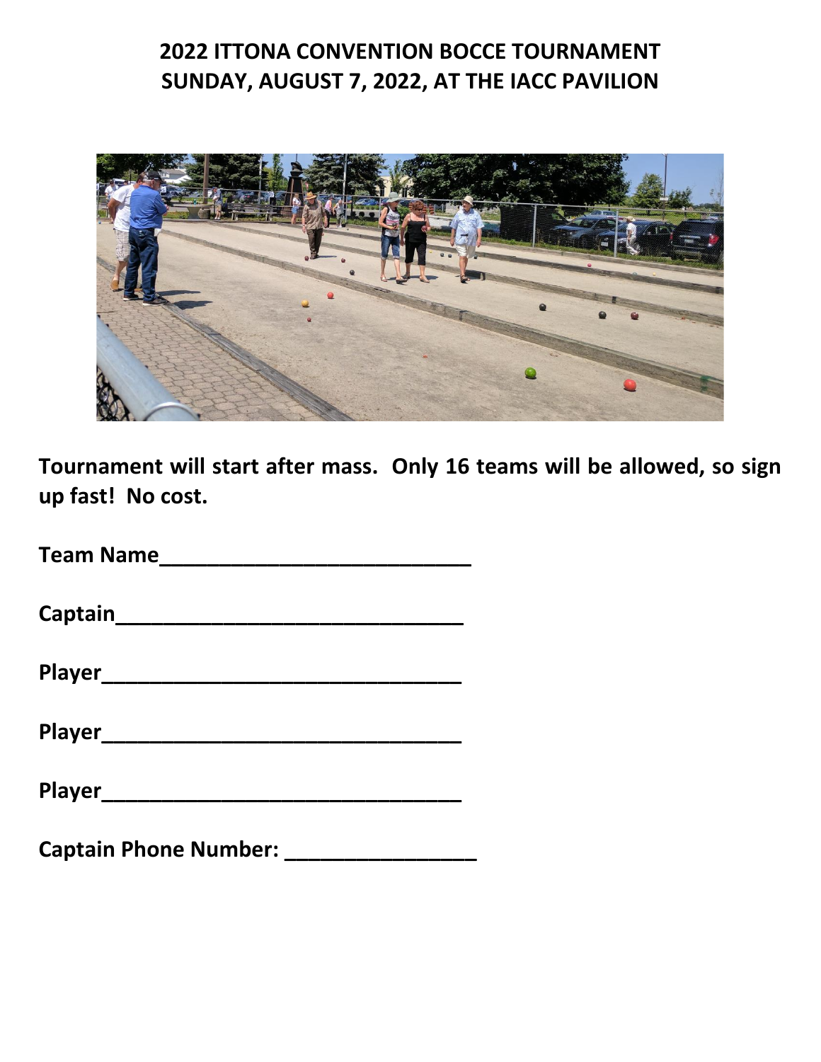# 2022 ITTONA CONVENTION BOCCE TOURNAMENT
# SUNDAY, AUGUST 7, 2022, AT THE IACC PAVILION

**Tournament will start after mass. Only 16 teams will be allowed, so sign up fast! No cost.**

**Team Name**___________________________

**Captain**______________________________

**Player**_______________________________

**Player**_______________________________

**Player**_______________________________

**Captain Phone Number:** ________________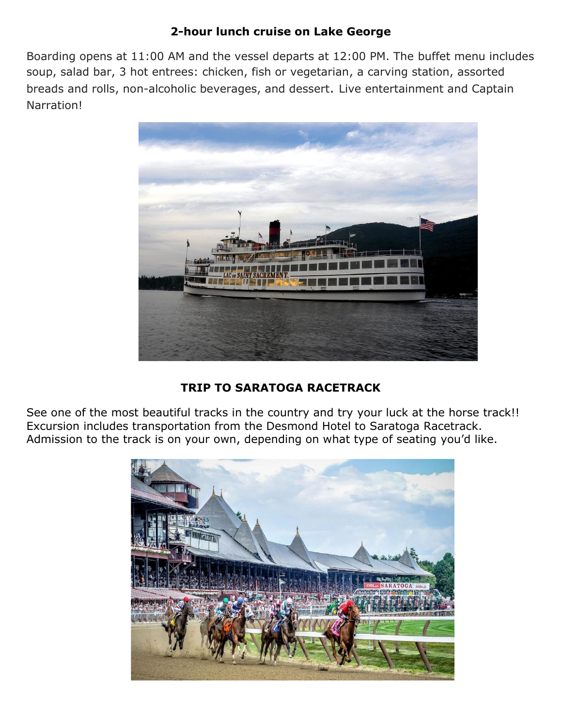## 2-hour lunch cruise on Lake George

Boarding opens at 11:00 AM and the vessel departs at 12:00 PM. The buffet menu includes soup, salad bar, 3 hot entrees: chicken, fish or vegetarian, a carving station, assorted breads and rolls, non-alcoholic beverages, and dessert. Live entertainment and Captain Narration!

## TRIP TO SARATOGA RACETRACK

See one of the most beautiful tracks in the country and try your luck at the horse track!! Excursion includes transportation from the Desmond Hotel to Saratoga Racetrack. Admission to the track is on your own, depending on what type of seating you'd like.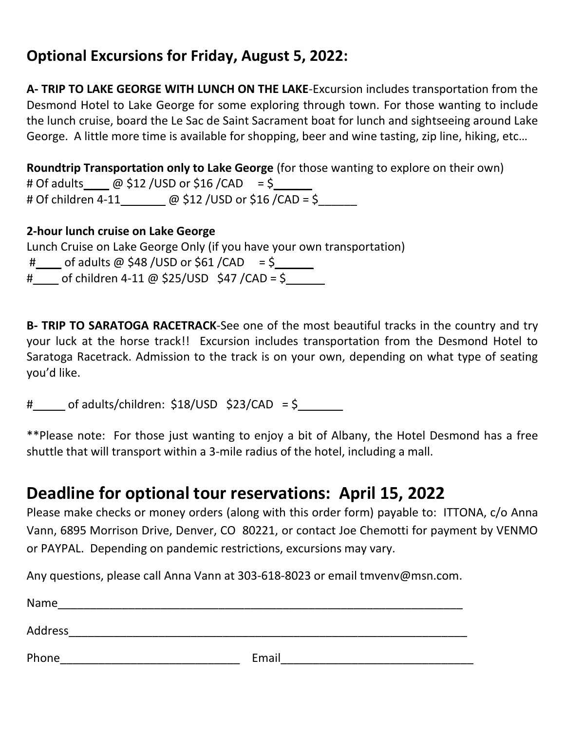## Optional Excursions for Friday, August 5, 2022:

**A- TRIP TO LAKE GEORGE WITH LUNCH ON THE LAKE**-Excursion includes transportation from the Desmond Hotel to Lake George for some exploring through town. For those wanting to include the lunch cruise, board the Le Sac de Saint Sacrament boat for lunch and sightseeing around Lake George. A little more time is available for shopping, beer and wine tasting, zip line, hiking, etc…

**Roundtrip Transportation only to Lake George** (for those wanting to explore on their own)

# Of adults____ @ $12 /USD or $16 /CAD = $______

# Of children 4-11_______ @ $12 /USD or $16 /CAD = $______

**2-hour lunch cruise on Lake George**

Lunch Cruise on Lake George Only (if you have your own transportation)

#____ of adults @ $48 /USD or $61 /CAD = $______

#____ of children 4-11 @ $25/USD $47 /CAD = $______

**B- TRIP TO SARATOGA RACETRACK**-See one of the most beautiful tracks in the country and try your luck at the horse track!! Excursion includes transportation from the Desmond Hotel to Saratoga Racetrack. Admission to the track is on your own, depending on what type of seating you'd like.

#_____ of adults/children: $18/USD $23/CAD = $_______

**Please note: For those just wanting to enjoy a bit of Albany, the Hotel Desmond has a free shuttle that will transport within a 3-mile radius of the hotel, including a mall.

## Deadline for optional tour reservations: April 15, 2022

Please make checks or money orders (along with this order form) payable to: ITTONA, c/o Anna Vann, 6895 Morrison Drive, Denver, CO 80221, or contact Joe Chemotti for payment by VENMO or PAYPAL. Depending on pandemic restrictions, excursions may vary.

Any questions, please call Anna Vann at 303-618-8023 or email tmvenv@msn.com.

Name_________________________________________________________________

Address_______________________________________________________________

Phone____________________________ Email______________________________